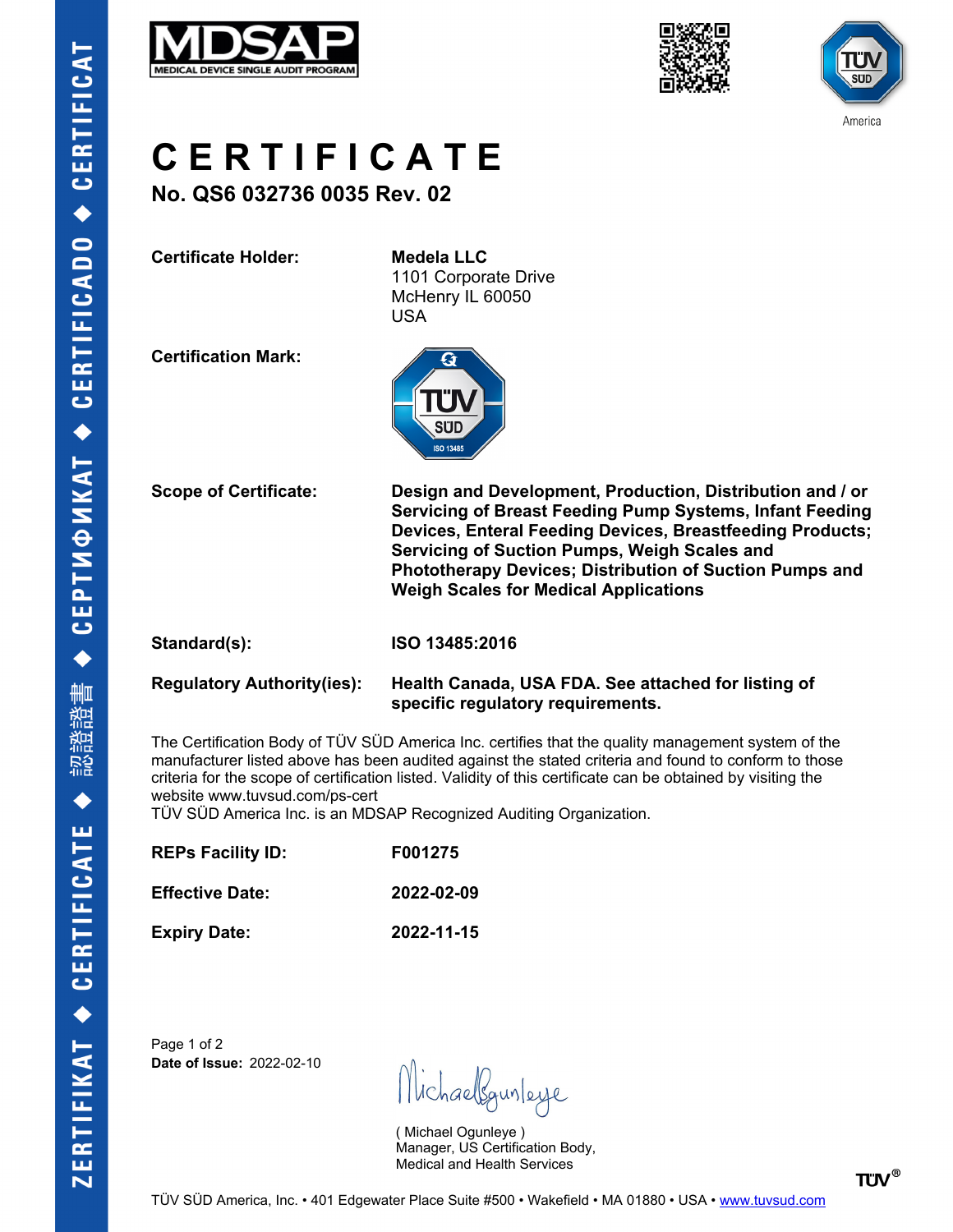# CERTIFICATE

## No. QS6 032736 0035 Rev. 02

| | |
|---|---|
| **Certificate Holder:** | **Medela LLC**<br>1101 Corporate Drive<br>McHenry IL 60050<br>USA |
| **Certification Mark:** | |
| **Scope of Certificate:** | **Design and Development, Production, Distribution and / or Servicing of Breast Feeding Pump Systems, Infant Feeding Devices, Enteral Feeding Devices, Breastfeeding Products; Servicing of Suction Pumps, Weigh Scales and Phototherapy Devices; Distribution of Suction Pumps and Weigh Scales for Medical Applications** |
| **Standard(s):** | **ISO 13485:2016** |
| **Regulatory Authority(ies):** | **Health Canada, USA FDA. See attached for listing of specific regulatory requirements.** |

The Certification Body of TÜV SÜD America Inc. certifies that the quality management system of the manufacturer listed above has been audited against the stated criteria and found to conform to those criteria for the scope of certification listed. Validity of this certificate can be obtained by visiting the website www.tuvsud.com/ps-cert
TÜV SÜD America Inc. is an MDSAP Recognized Auditing Organization.

| | |
|---|---|
| **REPs Facility ID:** | **F001275** |
| **Effective Date:** | **2022-02-09** |
| **Expiry Date:** | **2022-11-15** |

**Date of Issue:** 2022-02-10

( Michael Ogunleye )
Manager, US Certification Body,
Medical and Health Services

TÜV SÜD America, Inc. • 401 Edgewater Place Suite #500 • Wakefield • MA 01880 • USA • www.tuvsud.com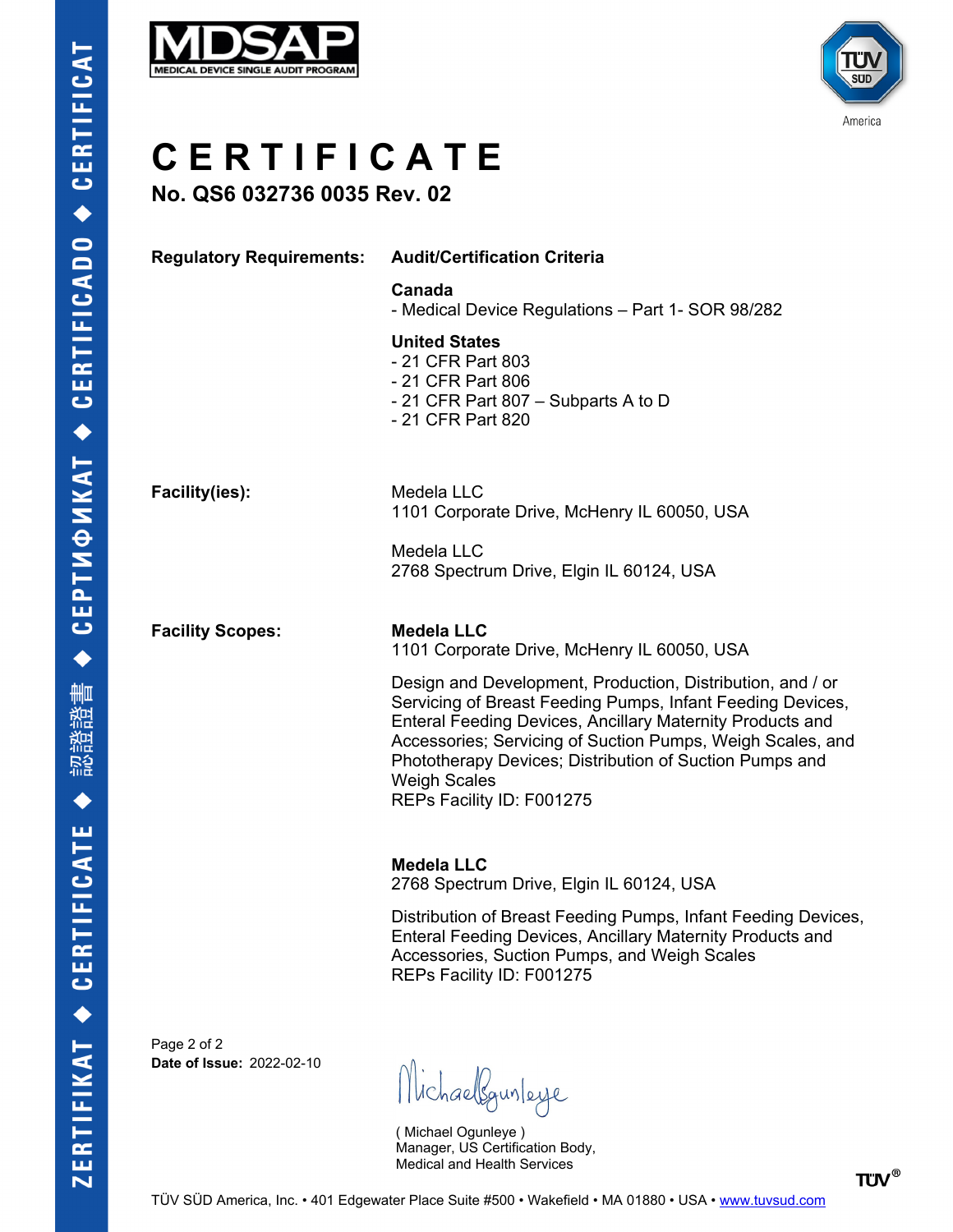MDSAP
MEDICAL DEVICE SINGLE AUDIT PROGRAM

TÜV SÜD America

# CERTIFICATE

**No. QS6 032736 0035 Rev. 02**

**Regulatory Requirements:** **Audit/Certification Criteria**

**Canada**
- Medical Device Regulations – Part 1- SOR 98/282

**United States**
- 21 CFR Part 803
- 21 CFR Part 806
- 21 CFR Part 807 – Subparts A to D
- 21 CFR Part 820

**Facility(ies):**

Medela LLC
1101 Corporate Drive, McHenry IL 60050, USA

Medela LLC
2768 Spectrum Drive, Elgin IL 60124, USA

**Facility Scopes:**

**Medela LLC**
1101 Corporate Drive, McHenry IL 60050, USA

Design and Development, Production, Distribution, and / or Servicing of Breast Feeding Pumps, Infant Feeding Devices, Enteral Feeding Devices, Ancillary Maternity Products and Accessories; Servicing of Suction Pumps, Weigh Scales, and Phototherapy Devices; Distribution of Suction Pumps and Weigh Scales
REPs Facility ID: F001275

**Medela LLC**
2768 Spectrum Drive, Elgin IL 60124, USA

Distribution of Breast Feeding Pumps, Infant Feeding Devices, Enteral Feeding Devices, Ancillary Maternity Products and Accessories, Suction Pumps, and Weigh Scales
REPs Facility ID: F001275

**Date of Issue:** 2022-02-10

( Michael Ogunleye )
Manager, US Certification Body,
Medical and Health Services

TÜV SÜD America, Inc. • 401 Edgewater Place Suite #500 • Wakefield • MA 01880 • USA • www.tuvsud.com